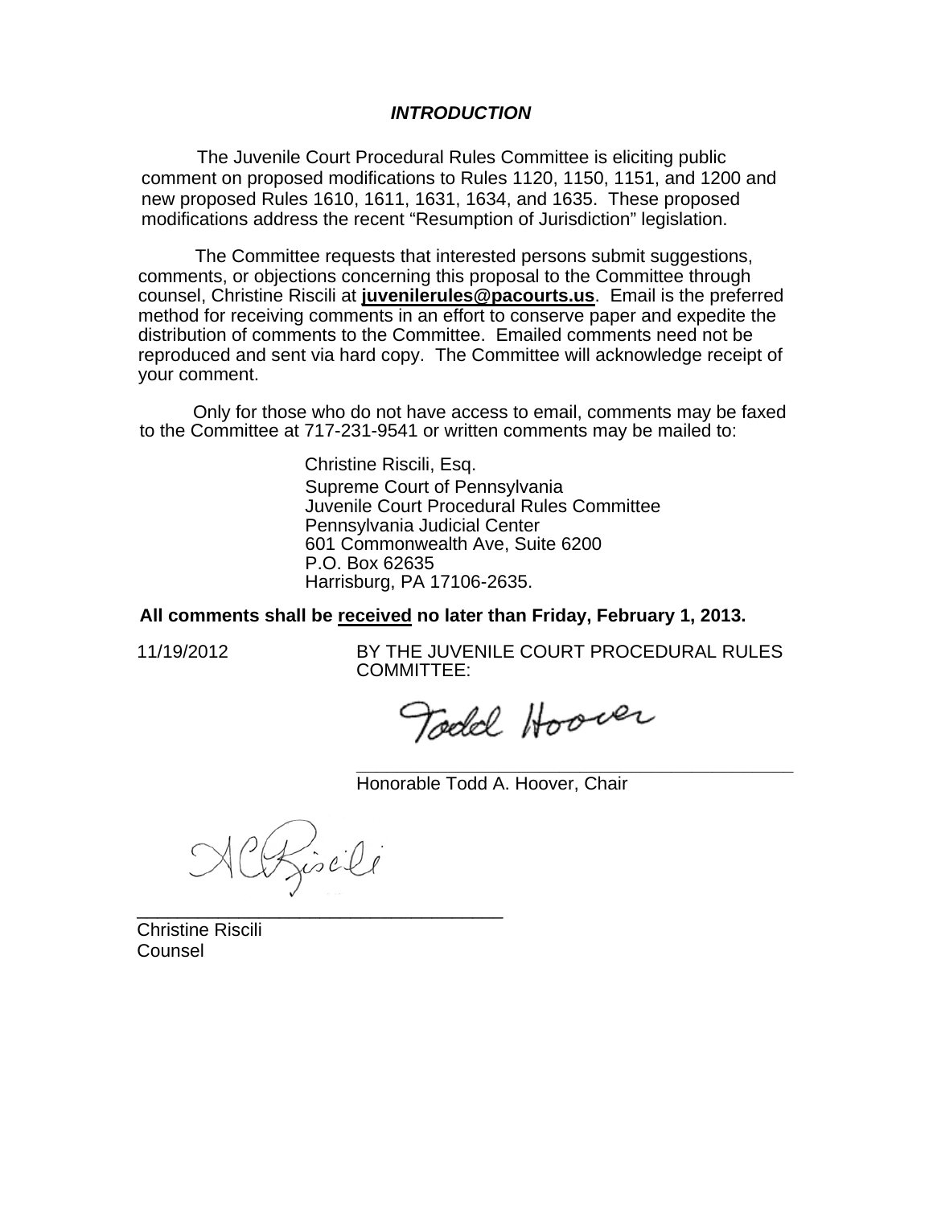## *INTRODUCTION*

The Juvenile Court Procedural Rules Committee is eliciting public comment on proposed modifications to Rules 1120, 1150, 1151, and 1200 and new proposed Rules 1610, 1611, 1631, 1634, and 1635. These proposed modifications address the recent "Resumption of Jurisdiction" legislation.

The Committee requests that interested persons submit suggestions, comments, or objections concerning this proposal to the Committee through counsel, Christine Riscili at **juvenilerules@pacourts.us**. Email is the preferred method for receiving comments in an effort to conserve paper and expedite the distribution of comments to the Committee. Emailed comments need not be reproduced and sent via hard copy. The Committee will acknowledge receipt of your comment.

Only for those who do not have access to email, comments may be faxed to the Committee at 717-231-9541 or written comments may be mailed to:

Christine Riscili, Esq.
Supreme Court of Pennsylvania
Juvenile Court Procedural Rules Committee
Pennsylvania Judicial Center
601 Commonwealth Ave, Suite 6200
P.O. Box 62635
Harrisburg, PA 17106-2635.

**All comments shall be <u>received</u> no later than Friday, February 1, 2013.**

11/19/2012

BY THE JUVENILE COURT PROCEDURAL RULES COMMITTEE:

Todd Hoover

\_\_\_\_\_\_\_\_\_\_\_\_\_\_\_\_\_\_\_\_\_\_\_\_\_\_\_\_\_\_\_\_\_\_\_\_\_\_\_\_\_\_
Honorable Todd A. Hoover, Chair

A C Riscili

\_\_\_\_\_\_\_\_\_\_\_\_\_\_\_\_\_\_\_\_\_\_\_\_\_\_\_\_\_\_\_\_\_\_\_\_
Christine Riscili
Counsel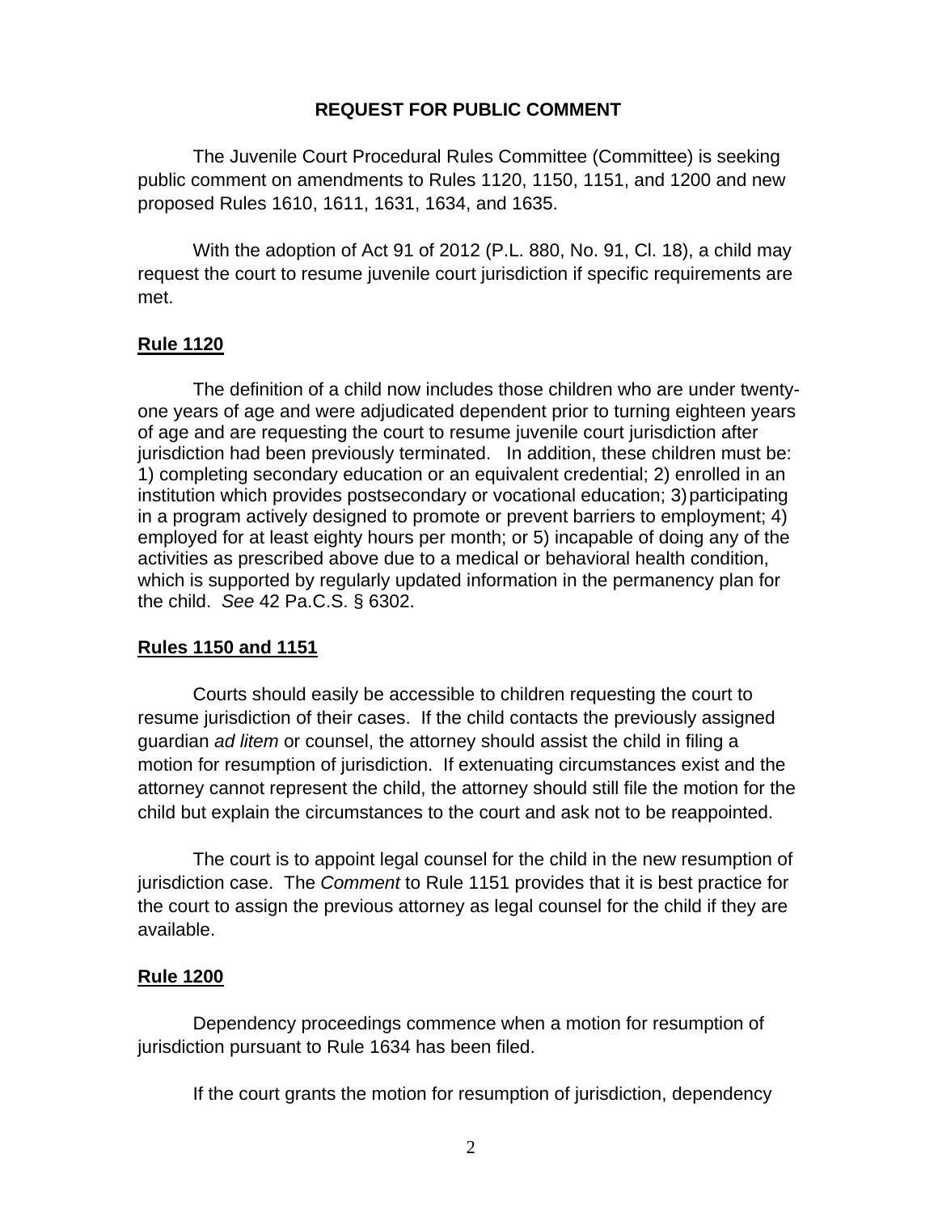## REQUEST FOR PUBLIC COMMENT

The Juvenile Court Procedural Rules Committee (Committee) is seeking public comment on amendments to Rules 1120, 1150, 1151, and 1200 and new proposed Rules 1610, 1611, 1631, 1634, and 1635.

With the adoption of Act 91 of 2012 (P.L. 880, No. 91, Cl. 18), a child may request the court to resume juvenile court jurisdiction if specific requirements are met.

### Rule 1120

The definition of a child now includes those children who are under twenty-one years of age and were adjudicated dependent prior to turning eighteen years of age and are requesting the court to resume juvenile court jurisdiction after jurisdiction had been previously terminated. In addition, these children must be: 1) completing secondary education or an equivalent credential; 2) enrolled in an institution which provides postsecondary or vocational education; 3) participating in a program actively designed to promote or prevent barriers to employment; 4) employed for at least eighty hours per month; or 5) incapable of doing any of the activities as prescribed above due to a medical or behavioral health condition, which is supported by regularly updated information in the permanency plan for the child. *See* 42 Pa.C.S. § 6302.

### Rules 1150 and 1151

Courts should easily be accessible to children requesting the court to resume jurisdiction of their cases. If the child contacts the previously assigned guardian *ad litem* or counsel, the attorney should assist the child in filing a motion for resumption of jurisdiction. If extenuating circumstances exist and the attorney cannot represent the child, the attorney should still file the motion for the child but explain the circumstances to the court and ask not to be reappointed.

The court is to appoint legal counsel for the child in the new resumption of jurisdiction case. The *Comment* to Rule 1151 provides that it is best practice for the court to assign the previous attorney as legal counsel for the child if they are available.

### Rule 1200

Dependency proceedings commence when a motion for resumption of jurisdiction pursuant to Rule 1634 has been filed.

If the court grants the motion for resumption of jurisdiction, dependency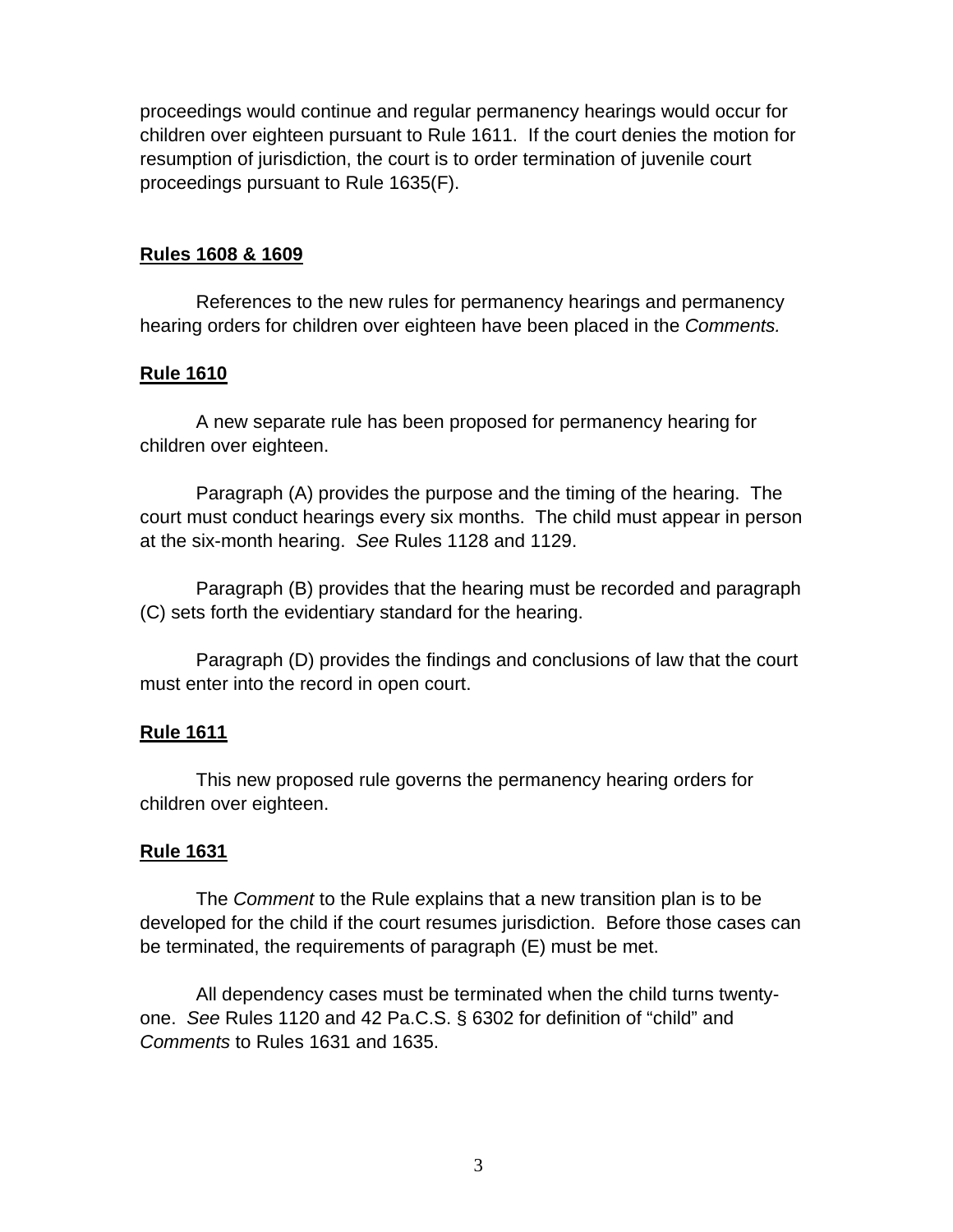proceedings would continue and regular permanency hearings would occur for children over eighteen pursuant to Rule 1611. If the court denies the motion for resumption of jurisdiction, the court is to order termination of juvenile court proceedings pursuant to Rule 1635(F).

**Rules 1608 & 1609**

References to the new rules for permanency hearings and permanency hearing orders for children over eighteen have been placed in the *Comments.*

**Rule 1610**

A new separate rule has been proposed for permanency hearing for children over eighteen.

Paragraph (A) provides the purpose and the timing of the hearing. The court must conduct hearings every six months. The child must appear in person at the six-month hearing. *See* Rules 1128 and 1129.

Paragraph (B) provides that the hearing must be recorded and paragraph (C) sets forth the evidentiary standard for the hearing.

Paragraph (D) provides the findings and conclusions of law that the court must enter into the record in open court.

**Rule 1611**

This new proposed rule governs the permanency hearing orders for children over eighteen.

**Rule 1631**

The *Comment* to the Rule explains that a new transition plan is to be developed for the child if the court resumes jurisdiction. Before those cases can be terminated, the requirements of paragraph (E) must be met.

All dependency cases must be terminated when the child turns twenty-one. *See* Rules 1120 and 42 Pa.C.S. § 6302 for definition of "child" and *Comments* to Rules 1631 and 1635.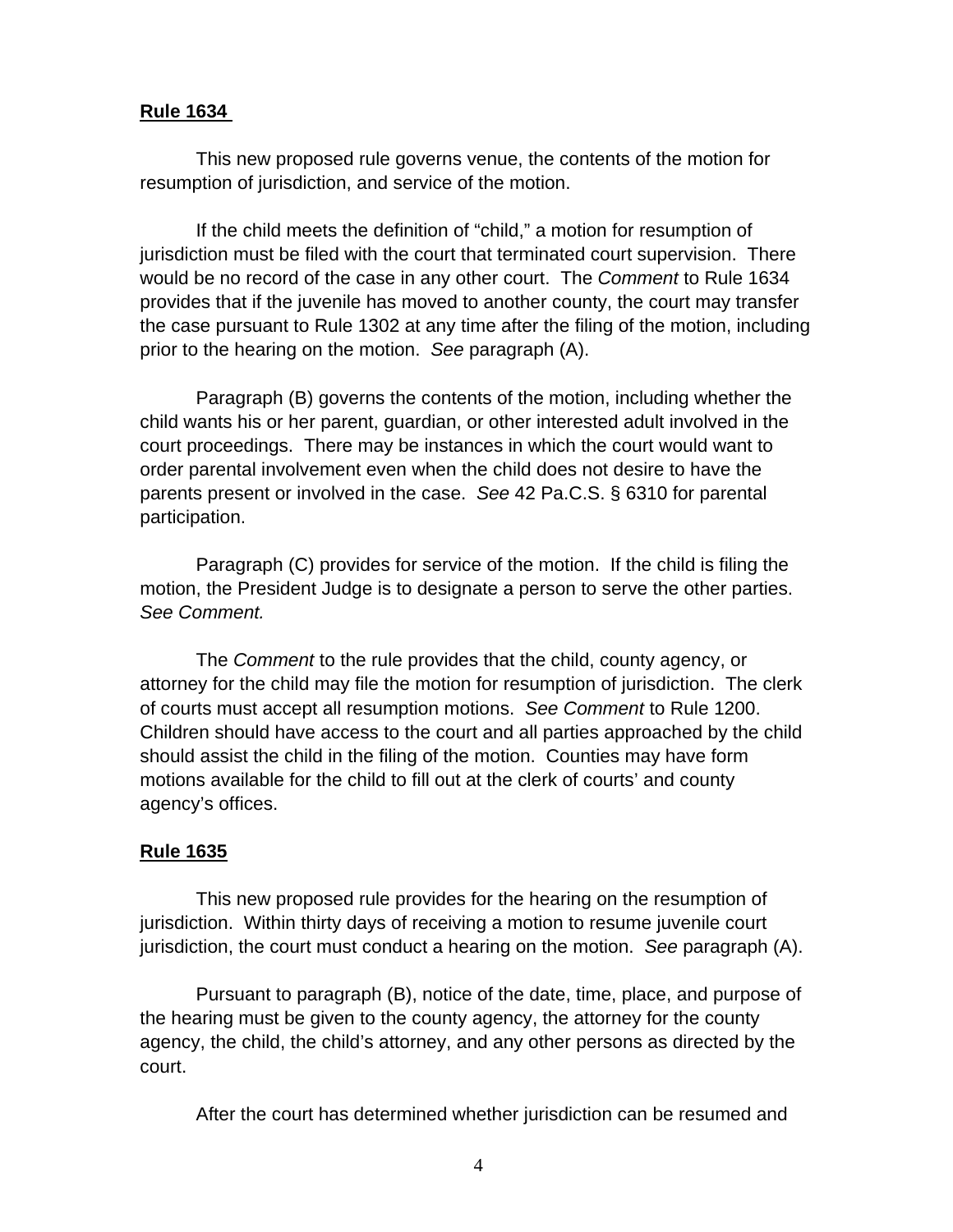**Rule 1634**

This new proposed rule governs venue, the contents of the motion for resumption of jurisdiction, and service of the motion.

If the child meets the definition of "child," a motion for resumption of jurisdiction must be filed with the court that terminated court supervision. There would be no record of the case in any other court. The *Comment* to Rule 1634 provides that if the juvenile has moved to another county, the court may transfer the case pursuant to Rule 1302 at any time after the filing of the motion, including prior to the hearing on the motion. *See* paragraph (A).

Paragraph (B) governs the contents of the motion, including whether the child wants his or her parent, guardian, or other interested adult involved in the court proceedings. There may be instances in which the court would want to order parental involvement even when the child does not desire to have the parents present or involved in the case. *See* 42 Pa.C.S. § 6310 for parental participation.

Paragraph (C) provides for service of the motion. If the child is filing the motion, the President Judge is to designate a person to serve the other parties. *See Comment.*

The *Comment* to the rule provides that the child, county agency, or attorney for the child may file the motion for resumption of jurisdiction. The clerk of courts must accept all resumption motions. *See Comment* to Rule 1200. Children should have access to the court and all parties approached by the child should assist the child in the filing of the motion. Counties may have form motions available for the child to fill out at the clerk of courts' and county agency's offices.

**Rule 1635**

This new proposed rule provides for the hearing on the resumption of jurisdiction. Within thirty days of receiving a motion to resume juvenile court jurisdiction, the court must conduct a hearing on the motion. *See* paragraph (A).

Pursuant to paragraph (B), notice of the date, time, place, and purpose of the hearing must be given to the county agency, the attorney for the county agency, the child, the child's attorney, and any other persons as directed by the court.

After the court has determined whether jurisdiction can be resumed and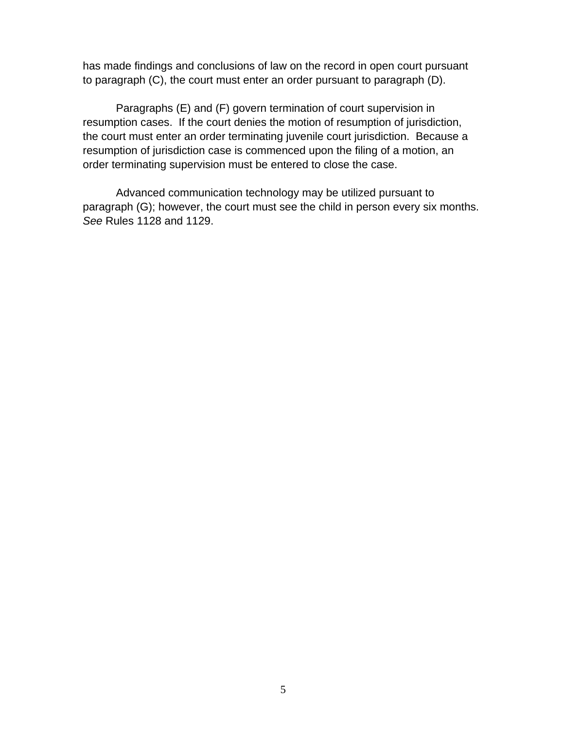has made findings and conclusions of law on the record in open court pursuant to paragraph (C), the court must enter an order pursuant to paragraph (D).

Paragraphs (E) and (F) govern termination of court supervision in resumption cases. If the court denies the motion of resumption of jurisdiction, the court must enter an order terminating juvenile court jurisdiction. Because a resumption of jurisdiction case is commenced upon the filing of a motion, an order terminating supervision must be entered to close the case.

Advanced communication technology may be utilized pursuant to paragraph (G); however, the court must see the child in person every six months. *See* Rules 1128 and 1129.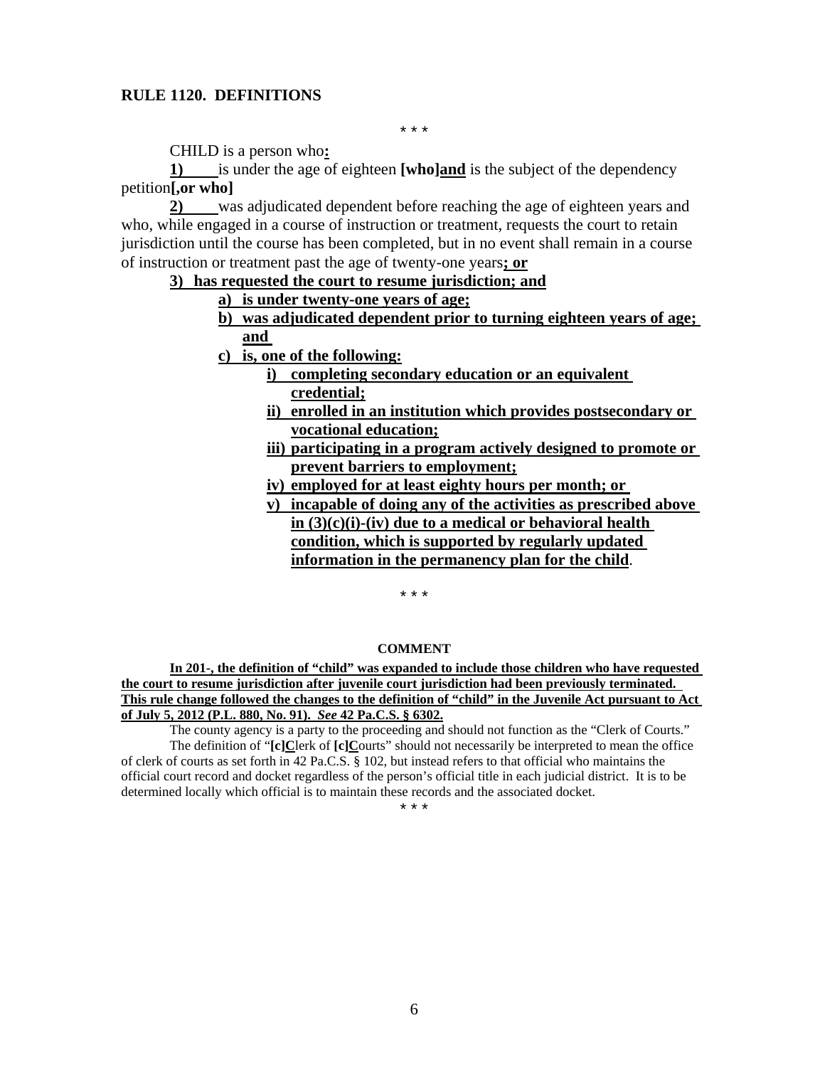**RULE 1120. DEFINITIONS**

\* \* \*

CHILD is a person who**:**

**1)** is under the age of eighteen **[who]and** is the subject of the dependency petition**[,or who]**

**2)** was adjudicated dependent before reaching the age of eighteen years and who, while engaged in a course of instruction or treatment, requests the court to retain jurisdiction until the course has been completed, but in no event shall remain in a course of instruction or treatment past the age of twenty-one years**; or**

**3) has requested the court to resume jurisdiction; and**

- **a) is under twenty-one years of age;**
- **b) was adjudicated dependent prior to turning eighteen years of age; and**
- **c) is, one of the following:**
  - **i) completing secondary education or an equivalent credential;**
  - **ii) enrolled in an institution which provides postsecondary or vocational education;**
  - **iii) participating in a program actively designed to promote or prevent barriers to employment;**
  - **iv) employed for at least eighty hours per month; or**
  - **v) incapable of doing any of the activities as prescribed above in (3)(c)(i)-(iv) due to a medical or behavioral health condition, which is supported by regularly updated information in the permanency plan for the child**.

\* \* \*

**COMMENT**

**In 201-, the definition of "child" was expanded to include those children who have requested the court to resume jurisdiction after juvenile court jurisdiction had been previously terminated. This rule change followed the changes to the definition of "child" in the Juvenile Act pursuant to Act of July 5, 2012 (P.L. 880, No. 91).** ***See*** **42 Pa.C.S. § 6302.**

The county agency is a party to the proceeding and should not function as the "Clerk of Courts."

The definition of "**[c]C**lerk of **[c]C**ourts" should not necessarily be interpreted to mean the office of clerk of courts as set forth in 42 Pa.C.S. § 102, but instead refers to that official who maintains the official court record and docket regardless of the person's official title in each judicial district. It is to be determined locally which official is to maintain these records and the associated docket.

\* \* \*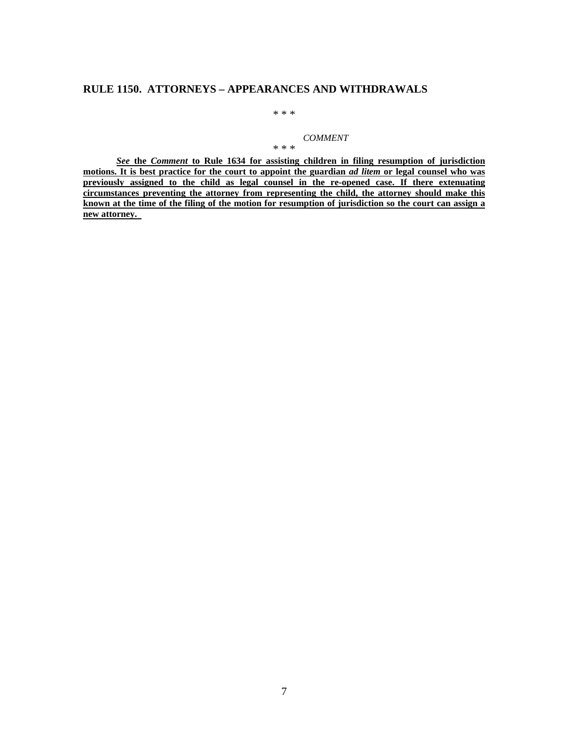## RULE 1150. ATTORNEYS – APPEARANCES AND WITHDRAWALS

\* \* \*

*COMMENT*

\* \* \*

***See*** **the *Comment* to Rule 1634 for assisting children in filing resumption of jurisdiction motions. It is best practice for the court to appoint the guardian *ad litem* or legal counsel who was previously assigned to the child as legal counsel in the re-opened case. If there extenuating circumstances preventing the attorney from representing the child, the attorney should make this known at the time of the filing of the motion for resumption of jurisdiction so the court can assign a new attorney.**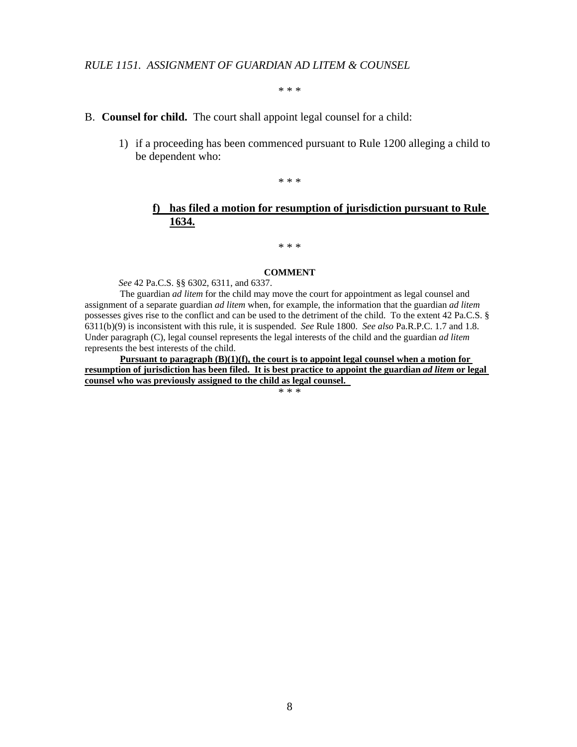*RULE 1151. ASSIGNMENT OF GUARDIAN AD LITEM & COUNSEL*

\* \* \*

B. **Counsel for child.** The court shall appoint legal counsel for a child:

1) if a proceeding has been commenced pursuant to Rule 1200 alleging a child to be dependent who:

\* \* \*

**f) has filed a motion for resumption of jurisdiction pursuant to Rule 1634.**

\* \* \*

**COMMENT**

*See* 42 Pa.C.S. §§ 6302, 6311, and 6337.

The guardian *ad litem* for the child may move the court for appointment as legal counsel and assignment of a separate guardian *ad litem* when, for example, the information that the guardian *ad litem* possesses gives rise to the conflict and can be used to the detriment of the child. To the extent 42 Pa.C.S. § 6311(b)(9) is inconsistent with this rule, it is suspended. *See* Rule 1800. *See also* Pa.R.P.C. 1.7 and 1.8. Under paragraph (C), legal counsel represents the legal interests of the child and the guardian *ad litem* represents the best interests of the child.

**Pursuant to paragraph (B)(1)(f), the court is to appoint legal counsel when a motion for resumption of jurisdiction has been filed. It is best practice to appoint the guardian *ad litem* or legal counsel who was previously assigned to the child as legal counsel.**

\* \* \*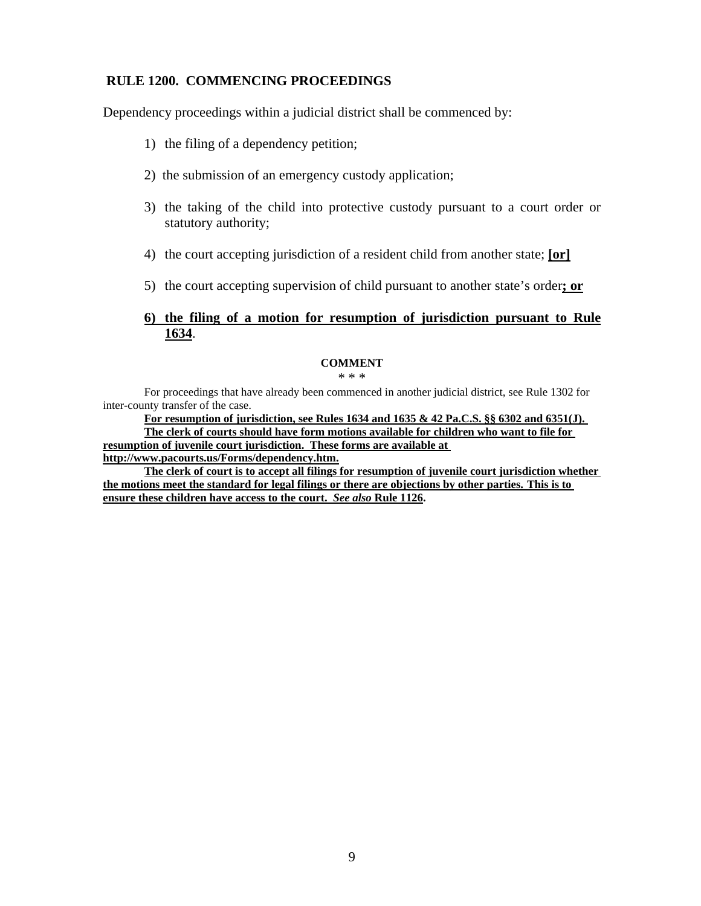## RULE 1200. COMMENCING PROCEEDINGS

Dependency proceedings within a judicial district shall be commenced by:

1) the filing of a dependency petition;

2) the submission of an emergency custody application;

3) the taking of the child into protective custody pursuant to a court order or statutory authority;

4) the court accepting jurisdiction of a resident child from another state; **[or]**

5) the court accepting supervision of child pursuant to another state's order**; or**

**6) the filing of a motion for resumption of jurisdiction pursuant to Rule 1634**.

**COMMENT**

\* \* \*

For proceedings that have already been commenced in another judicial district, see Rule 1302 for inter-county transfer of the case.

**For resumption of jurisdiction, see Rules 1634 and 1635 & 42 Pa.C.S. §§ 6302 and 6351(J).**

**The clerk of courts should have form motions available for children who want to file for resumption of juvenile court jurisdiction. These forms are available at http://www.pacourts.us/Forms/dependency.htm.**

**The clerk of court is to accept all filings for resumption of juvenile court jurisdiction whether the motions meet the standard for legal filings or there are objections by other parties. This is to ensure these children have access to the court. *See also* Rule 1126.**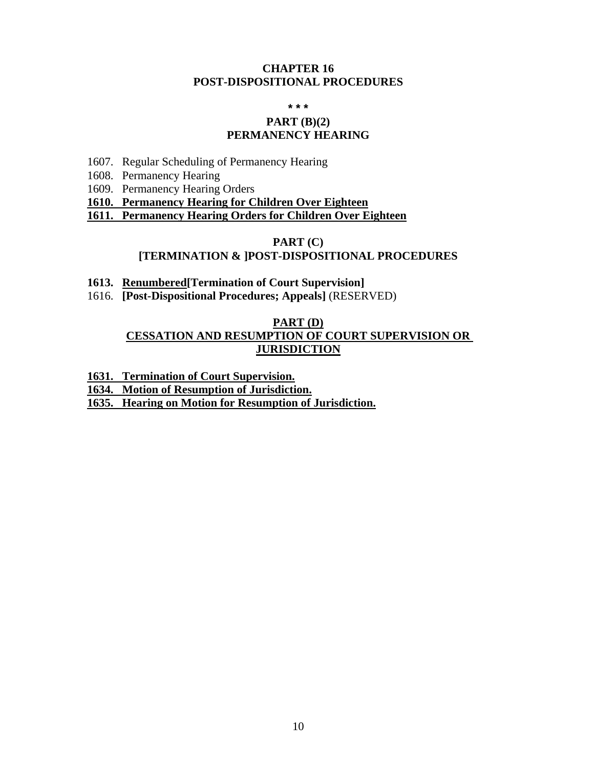# CHAPTER 16
# POST-DISPOSITIONAL PROCEDURES

**\* \* \***

## PART (B)(2)
## PERMANENCY HEARING

1607. Regular Scheduling of Permanency Hearing
1608. Permanency Hearing
1609. Permanency Hearing Orders
**1610. Permanency Hearing for Children Over Eighteen**
**1611. Permanency Hearing Orders for Children Over Eighteen**

## PART (C)
## [TERMINATION & ]POST-DISPOSITIONAL PROCEDURES

**1613. Renumbered[Termination of Court Supervision]**
1616. **[Post-Dispositional Procedures; Appeals]** (RESERVED)

## PART (D)
## CESSATION AND RESUMPTION OF COURT SUPERVISION OR JURISDICTION

**1631. Termination of Court Supervision.**
**1634. Motion of Resumption of Jurisdiction.**
**1635. Hearing on Motion for Resumption of Jurisdiction.**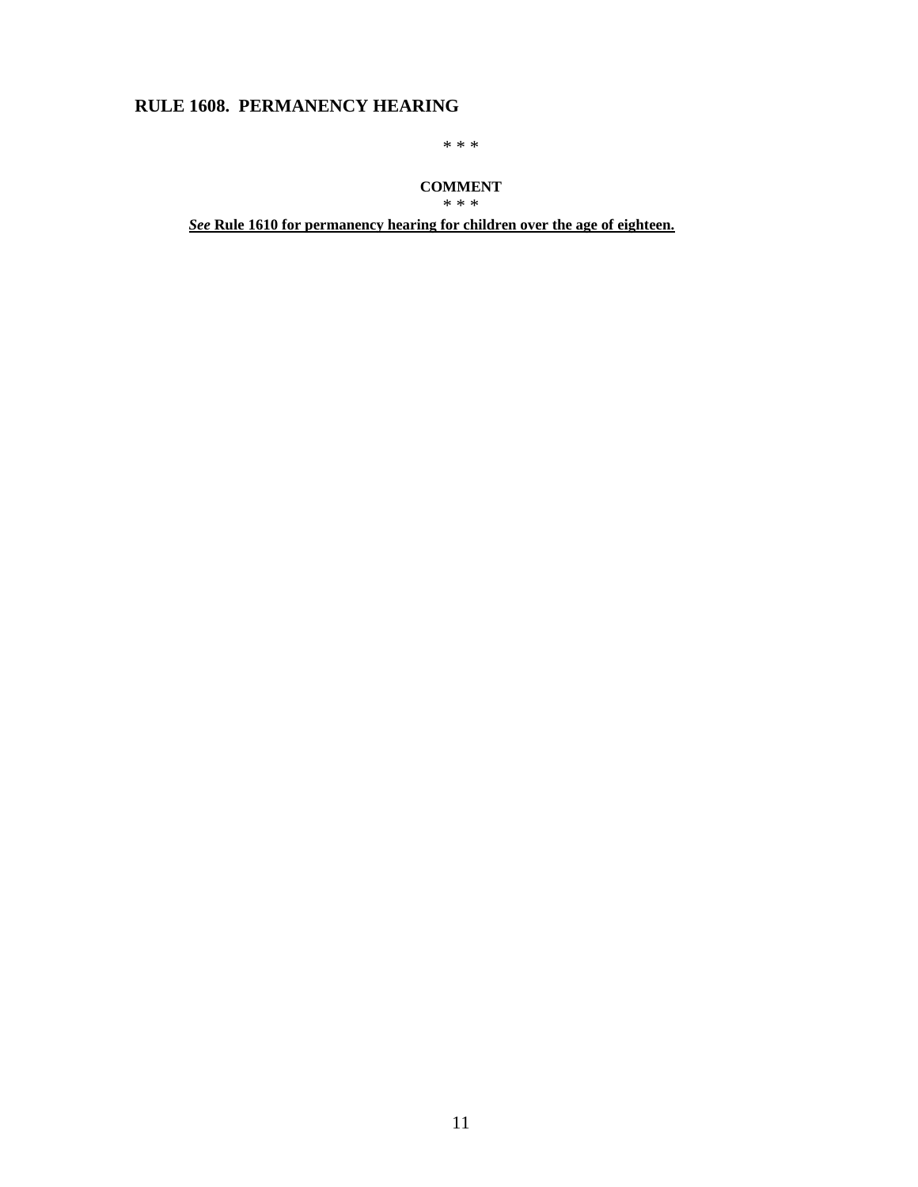## RULE 1608. PERMANENCY HEARING

\* \* \*

**COMMENT**

\* \* \*

***See* Rule 1610 for permanency hearing for children over the age of eighteen.**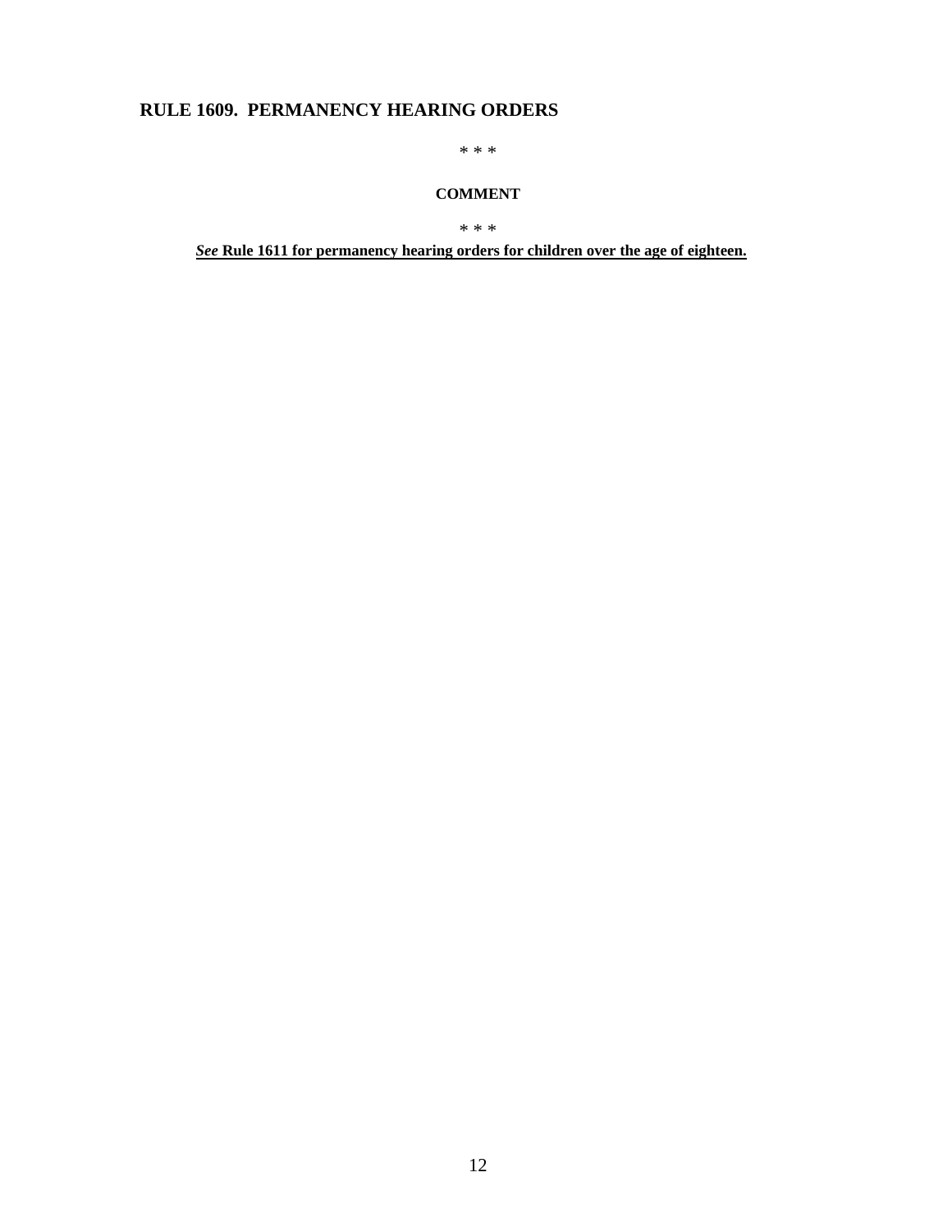# RULE 1609. PERMANENCY HEARING ORDERS

\* \* \*

**COMMENT**

\* \* \*

***See* Rule 1611 for permanency hearing orders for children over the age of eighteen.**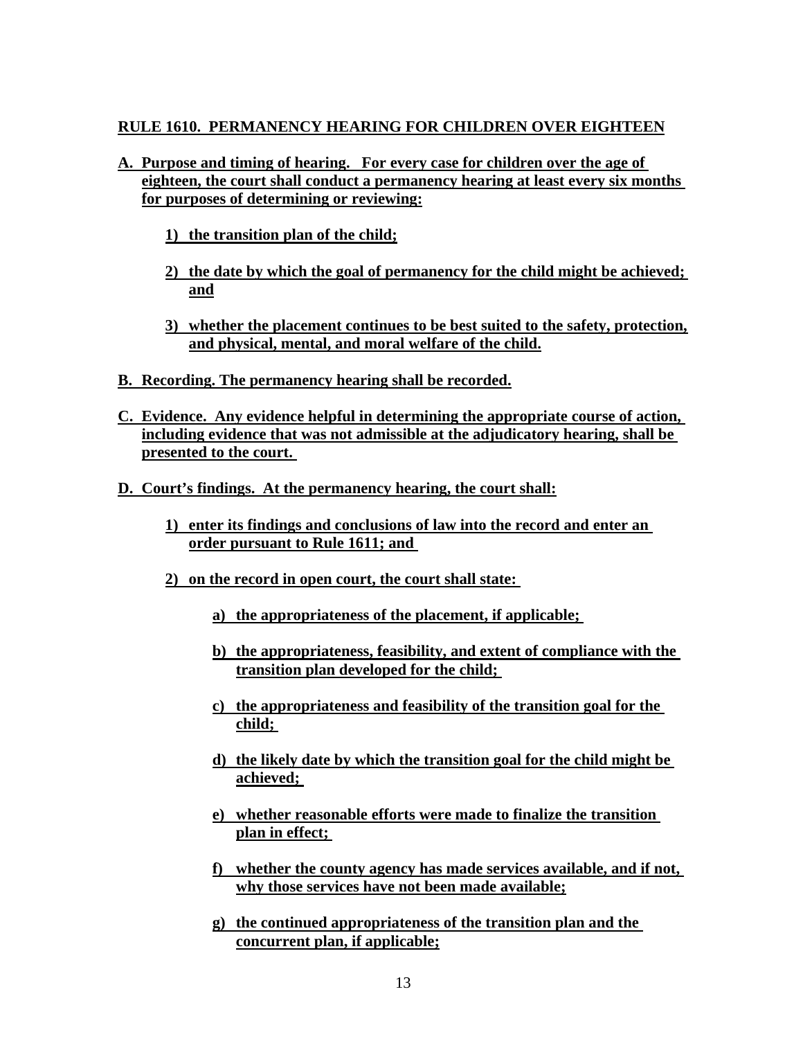**RULE 1610. PERMANENCY HEARING FOR CHILDREN OVER EIGHTEEN**

**A. Purpose and timing of hearing. For every case for children over the age of eighteen, the court shall conduct a permanency hearing at least every six months for purposes of determining or reviewing:**

   **1) the transition plan of the child;**

   **2) the date by which the goal of permanency for the child might be achieved; and**

   **3) whether the placement continues to be best suited to the safety, protection, and physical, mental, and moral welfare of the child.**

**B. Recording. The permanency hearing shall be recorded.**

**C. Evidence. Any evidence helpful in determining the appropriate course of action, including evidence that was not admissible at the adjudicatory hearing, shall be presented to the court.**

**D. Court's findings. At the permanency hearing, the court shall:**

   **1) enter its findings and conclusions of law into the record and enter an order pursuant to Rule 1611; and**

   **2) on the record in open court, the court shall state:**

      **a) the appropriateness of the placement, if applicable;**

      **b) the appropriateness, feasibility, and extent of compliance with the transition plan developed for the child;**

      **c) the appropriateness and feasibility of the transition goal for the child;**

      **d) the likely date by which the transition goal for the child might be achieved;**

      **e) whether reasonable efforts were made to finalize the transition plan in effect;**

      **f) whether the county agency has made services available, and if not, why those services have not been made available;**

      **g) the continued appropriateness of the transition plan and the concurrent plan, if applicable;**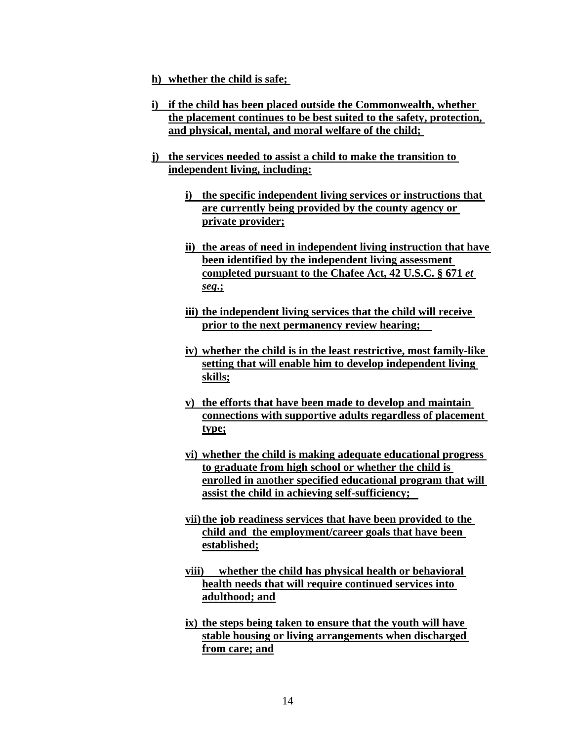**h) whether the child is safe;**

**i) if the child has been placed outside the Commonwealth, whether the placement continues to be best suited to the safety, protection, and physical, mental, and moral welfare of the child;**

**j) the services needed to assist a child to make the transition to independent living, including:**

- **i) the specific independent living services or instructions that are currently being provided by the county agency or private provider;**

- **ii) the areas of need in independent living instruction that have been identified by the independent living assessment completed pursuant to the Chafee Act, 42 U.S.C. § 671 *et seq*.;**

- **iii) the independent living services that the child will receive prior to the next permanency review hearing;**

- **iv) whether the child is in the least restrictive, most family-like setting that will enable him to develop independent living skills;**

- **v) the efforts that have been made to develop and maintain connections with supportive adults regardless of placement type;**

- **vi) whether the child is making adequate educational progress to graduate from high school or whether the child is enrolled in another specified educational program that will assist the child in achieving self-sufficiency;**

- **vii) the job readiness services that have been provided to the child and the employment/career goals that have been established;**

- **viii) whether the child has physical health or behavioral health needs that will require continued services into adulthood; and**

- **ix) the steps being taken to ensure that the youth will have stable housing or living arrangements when discharged from care; and**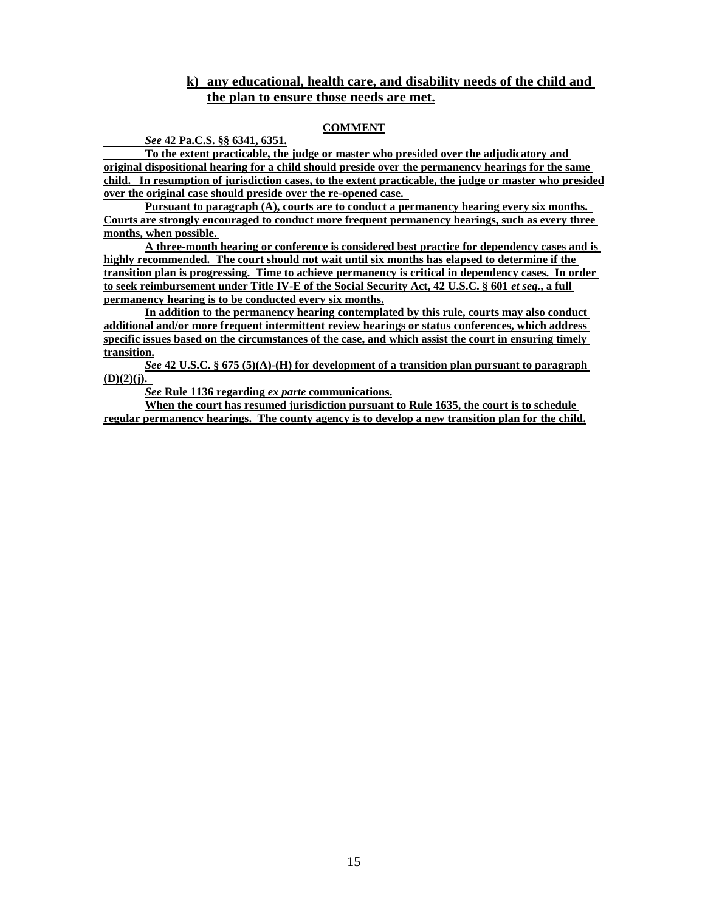**k) any educational, health care, and disability needs of the child and the plan to ensure those needs are met.**

**COMMENT**

***See* 42 Pa.C.S. §§ 6341, 6351.**

**To the extent practicable, the judge or master who presided over the adjudicatory and original dispositional hearing for a child should preside over the permanency hearings for the same child. In resumption of jurisdiction cases, to the extent practicable, the judge or master who presided over the original case should preside over the re-opened case.**

**Pursuant to paragraph (A), courts are to conduct a permanency hearing every six months. Courts are strongly encouraged to conduct more frequent permanency hearings, such as every three months, when possible.**

**A three-month hearing or conference is considered best practice for dependency cases and is highly recommended. The court should not wait until six months has elapsed to determine if the transition plan is progressing. Time to achieve permanency is critical in dependency cases. In order to seek reimbursement under Title IV-E of the Social Security Act, 42 U.S.C. § 601 *et seq.*, a full permanency hearing is to be conducted every six months.**

**In addition to the permanency hearing contemplated by this rule, courts may also conduct additional and/or more frequent intermittent review hearings or status conferences, which address specific issues based on the circumstances of the case, and which assist the court in ensuring timely transition.**

***See* 42 U.S.C. § 675 (5)(A)-(H) for development of a transition plan pursuant to paragraph (D)(2)(j).**

***See* Rule 1136 regarding *ex parte* communications.**

**When the court has resumed jurisdiction pursuant to Rule 1635, the court is to schedule regular permanency hearings. The county agency is to develop a new transition plan for the child.**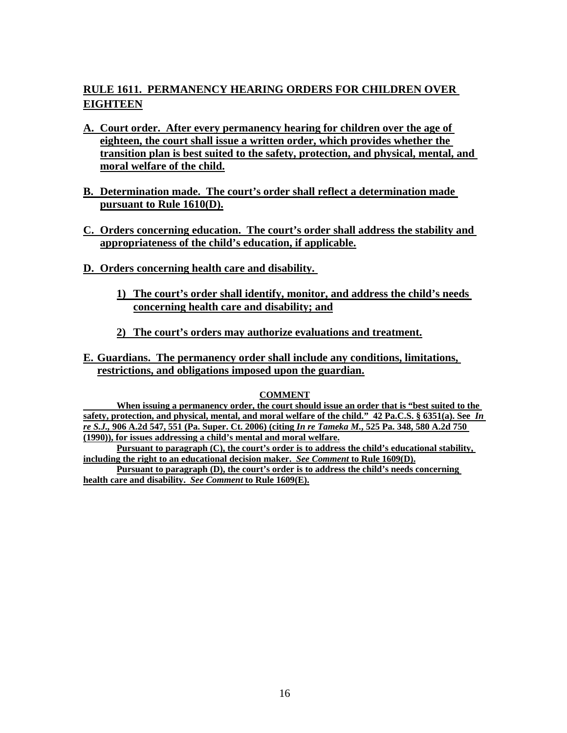## RULE 1611. PERMANENCY HEARING ORDERS FOR CHILDREN OVER EIGHTEEN

**A. Court order. After every permanency hearing for children over the age of eighteen, the court shall issue a written order, which provides whether the transition plan is best suited to the safety, protection, and physical, mental, and moral welfare of the child.**

**B. Determination made. The court's order shall reflect a determination made pursuant to Rule 1610(D).**

**C. Orders concerning education. The court's order shall address the stability and appropriateness of the child's education, if applicable.**

**D. Orders concerning health care and disability.**

> **1) The court's order shall identify, monitor, and address the child's needs concerning health care and disability; and**
>
> **2) The court's orders may authorize evaluations and treatment.**

**E. Guardians. The permanency order shall include any conditions, limitations, restrictions, and obligations imposed upon the guardian.**

**COMMENT**

**When issuing a permanency order, the court should issue an order that is "best suited to the safety, protection, and physical, mental, and moral welfare of the child." 42 Pa.C.S. § 6351(a). See *In re S.J.*, 906 A.2d 547, 551 (Pa. Super. Ct. 2006) (citing *In re Tameka M.*, 525 Pa. 348, 580 A.2d 750 (1990)), for issues addressing a child's mental and moral welfare.**

**Pursuant to paragraph (C), the court's order is to address the child's educational stability, including the right to an educational decision maker. *See Comment* to Rule 1609(D).**

**Pursuant to paragraph (D), the court's order is to address the child's needs concerning health care and disability. *See Comment* to Rule 1609(E).**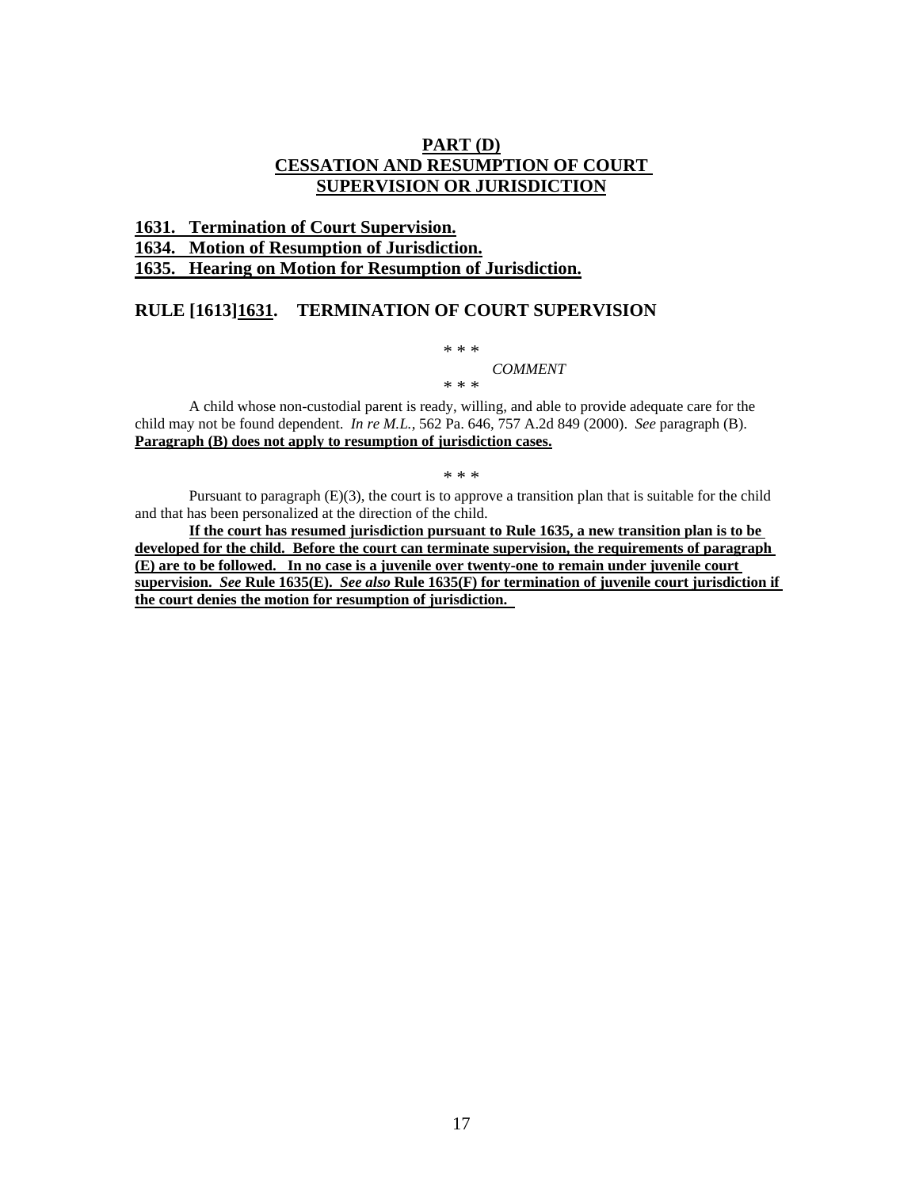## PART (D)
## CESSATION AND RESUMPTION OF COURT SUPERVISION OR JURISDICTION

**1631. Termination of Court Supervision.**
**1634. Motion of Resumption of Jurisdiction.**
**1635. Hearing on Motion for Resumption of Jurisdiction.**

### RULE [1613]1631. TERMINATION OF COURT SUPERVISION

\* \* \*

*COMMENT*

\* \* \*

A child whose non-custodial parent is ready, willing, and able to provide adequate care for the child may not be found dependent. *In re M.L.*, 562 Pa. 646, 757 A.2d 849 (2000). *See* paragraph (B). **Paragraph (B) does not apply to resumption of jurisdiction cases.**

\* \* \*

Pursuant to paragraph (E)(3), the court is to approve a transition plan that is suitable for the child and that has been personalized at the direction of the child.

**If the court has resumed jurisdiction pursuant to Rule 1635, a new transition plan is to be developed for the child. Before the court can terminate supervision, the requirements of paragraph (E) are to be followed. In no case is a juvenile over twenty-one to remain under juvenile court supervision. *See* Rule 1635(E). *See also* Rule 1635(F) for termination of juvenile court jurisdiction if the court denies the motion for resumption of jurisdiction.**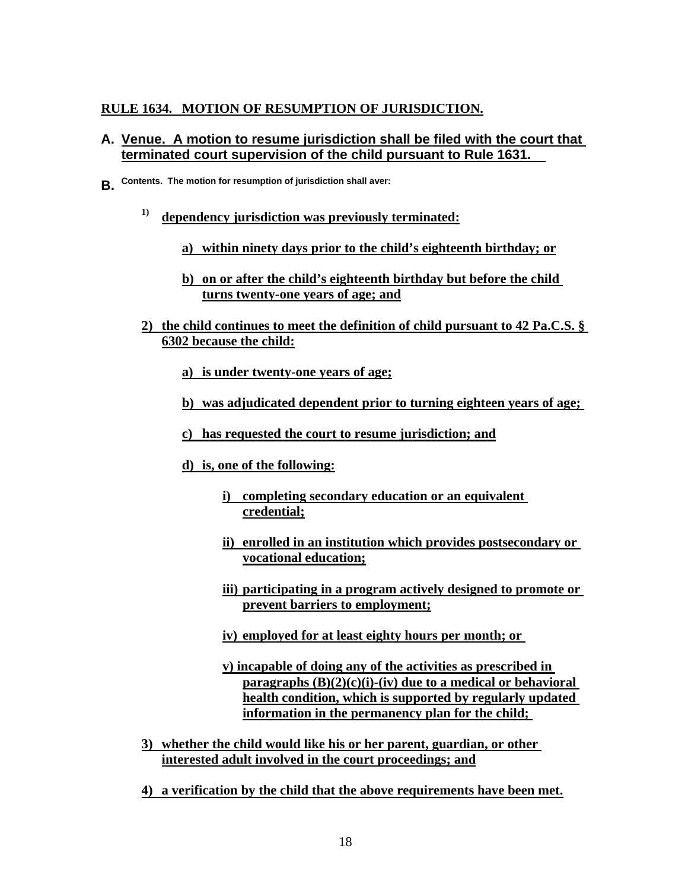**RULE 1634. MOTION OF RESUMPTION OF JURISDICTION.**

**A. Venue. A motion to resume jurisdiction shall be filed with the court that terminated court supervision of the child pursuant to Rule 1631.**

**B. Contents. The motion for resumption of jurisdiction shall aver:**

1) **dependency jurisdiction was previously terminated:**

   a) **within ninety days prior to the child's eighteenth birthday; or**

   b) **on or after the child's eighteenth birthday but before the child turns twenty-one years of age; and**

2) **the child continues to meet the definition of child pursuant to 42 Pa.C.S. § 6302 because the child:**

   a) **is under twenty-one years of age;**

   b) **was adjudicated dependent prior to turning eighteen years of age;**

   c) **has requested the court to resume jurisdiction; and**

   d) **is, one of the following:**

      i) **completing secondary education or an equivalent credential;**

      ii) **enrolled in an institution which provides postsecondary or vocational education;**

      iii) **participating in a program actively designed to promote or prevent barriers to employment;**

      iv) **employed for at least eighty hours per month; or**

      v) **incapable of doing any of the activities as prescribed in paragraphs (B)(2)(c)(i)-(iv) due to a medical or behavioral health condition, which is supported by regularly updated information in the permanency plan for the child;**

3) **whether the child would like his or her parent, guardian, or other interested adult involved in the court proceedings; and**

4) **a verification by the child that the above requirements have been met.**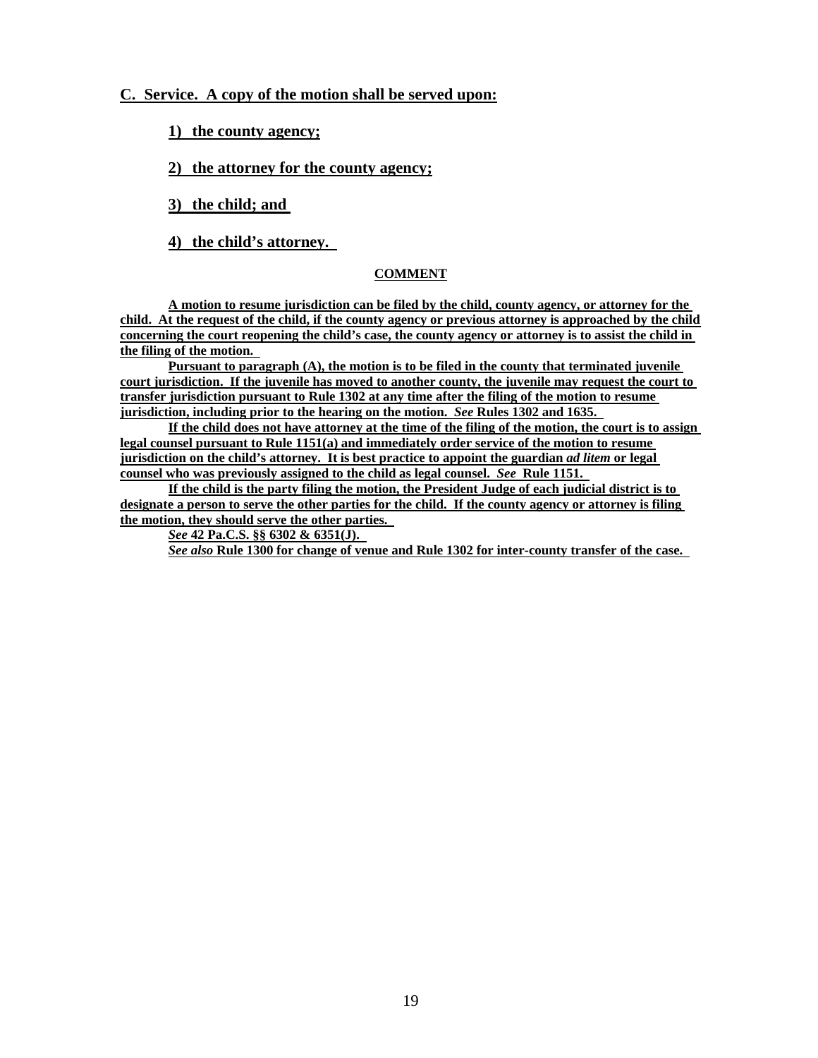**C. Service. A copy of the motion shall be served upon:**

**1) the county agency;**

**2) the attorney for the county agency;**

**3) the child; and**

**4) the child's attorney.**

**COMMENT**

**A motion to resume jurisdiction can be filed by the child, county agency, or attorney for the child. At the request of the child, if the county agency or previous attorney is approached by the child concerning the court reopening the child's case, the county agency or attorney is to assist the child in the filing of the motion.**

**Pursuant to paragraph (A), the motion is to be filed in the county that terminated juvenile court jurisdiction. If the juvenile has moved to another county, the juvenile may request the court to transfer jurisdiction pursuant to Rule 1302 at any time after the filing of the motion to resume jurisdiction, including prior to the hearing on the motion. *See* Rules 1302 and 1635.**

**If the child does not have attorney at the time of the filing of the motion, the court is to assign legal counsel pursuant to Rule 1151(a) and immediately order service of the motion to resume jurisdiction on the child's attorney. It is best practice to appoint the guardian *ad litem* or legal counsel who was previously assigned to the child as legal counsel. *See* Rule 1151.**

**If the child is the party filing the motion, the President Judge of each judicial district is to designate a person to serve the other parties for the child. If the county agency or attorney is filing the motion, they should serve the other parties.**

***See* 42 Pa.C.S. §§ 6302 & 6351(J).**

***See also* Rule 1300 for change of venue and Rule 1302 for inter-county transfer of the case.**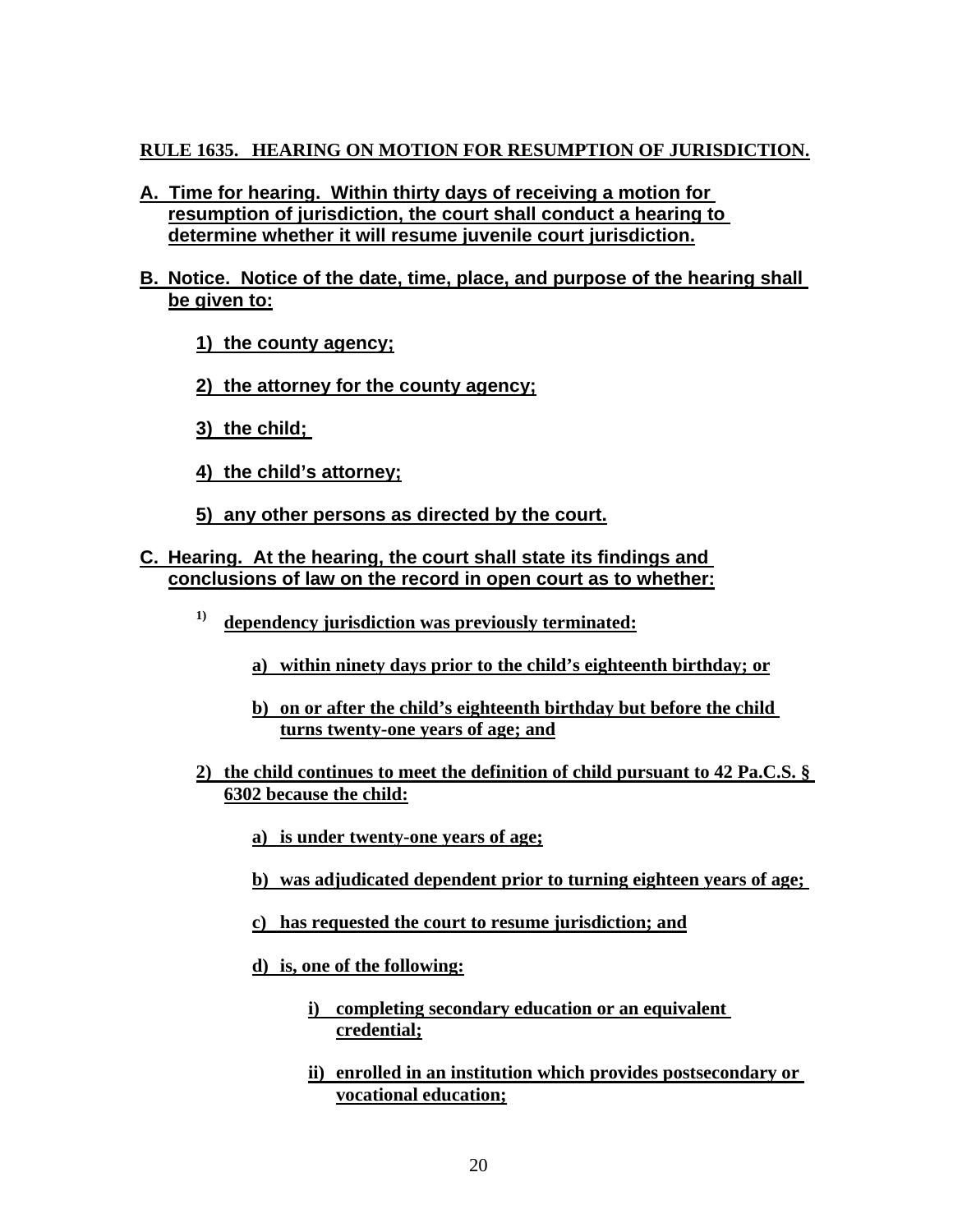**RULE 1635. HEARING ON MOTION FOR RESUMPTION OF JURISDICTION.**

**A. Time for hearing. Within thirty days of receiving a motion for resumption of jurisdiction, the court shall conduct a hearing to determine whether it will resume juvenile court jurisdiction.**

**B. Notice. Notice of the date, time, place, and purpose of the hearing shall be given to:**

> **1) the county agency;**
>
> **2) the attorney for the county agency;**
>
> **3) the child;**
>
> **4) the child's attorney;**
>
> **5) any other persons as directed by the court.**

**C. Hearing. At the hearing, the court shall state its findings and conclusions of law on the record in open court as to whether:**

> **1) dependency jurisdiction was previously terminated:**
>
> > **a) within ninety days prior to the child's eighteenth birthday; or**
> >
> > **b) on or after the child's eighteenth birthday but before the child turns twenty-one years of age; and**
>
> **2) the child continues to meet the definition of child pursuant to 42 Pa.C.S. § 6302 because the child:**
>
> > **a) is under twenty-one years of age;**
> >
> > **b) was adjudicated dependent prior to turning eighteen years of age;**
> >
> > **c) has requested the court to resume jurisdiction; and**
> >
> > **d) is, one of the following:**
> >
> > > **i) completing secondary education or an equivalent credential;**
> > >
> > > **ii) enrolled in an institution which provides postsecondary or vocational education;**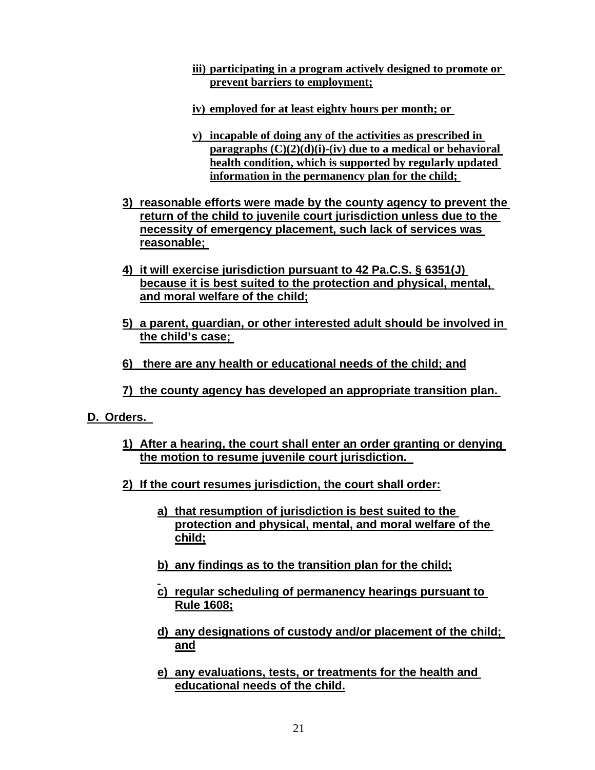iii) participating in a program actively designed to promote or prevent barriers to employment;

iv) employed for at least eighty hours per month; or

v) incapable of doing any of the activities as prescribed in paragraphs (C)(2)(d)(i)-(iv) due to a medical or behavioral health condition, which is supported by regularly updated information in the permanency plan for the child;

3) reasonable efforts were made by the county agency to prevent the return of the child to juvenile court jurisdiction unless due to the necessity of emergency placement, such lack of services was reasonable;

4) it will exercise jurisdiction pursuant to 42 Pa.C.S. § 6351(J) because it is best suited to the protection and physical, mental, and moral welfare of the child;

5) a parent, guardian, or other interested adult should be involved in the child's case;

6) there are any health or educational needs of the child; and

7) the county agency has developed an appropriate transition plan.

D. Orders.

1) After a hearing, the court shall enter an order granting or denying the motion to resume juvenile court jurisdiction.

2) If the court resumes jurisdiction, the court shall order:

a) that resumption of jurisdiction is best suited to the protection and physical, mental, and moral welfare of the child;

b) any findings as to the transition plan for the child;

c) regular scheduling of permanency hearings pursuant to Rule 1608;

d) any designations of custody and/or placement of the child; and

e) any evaluations, tests, or treatments for the health and educational needs of the child.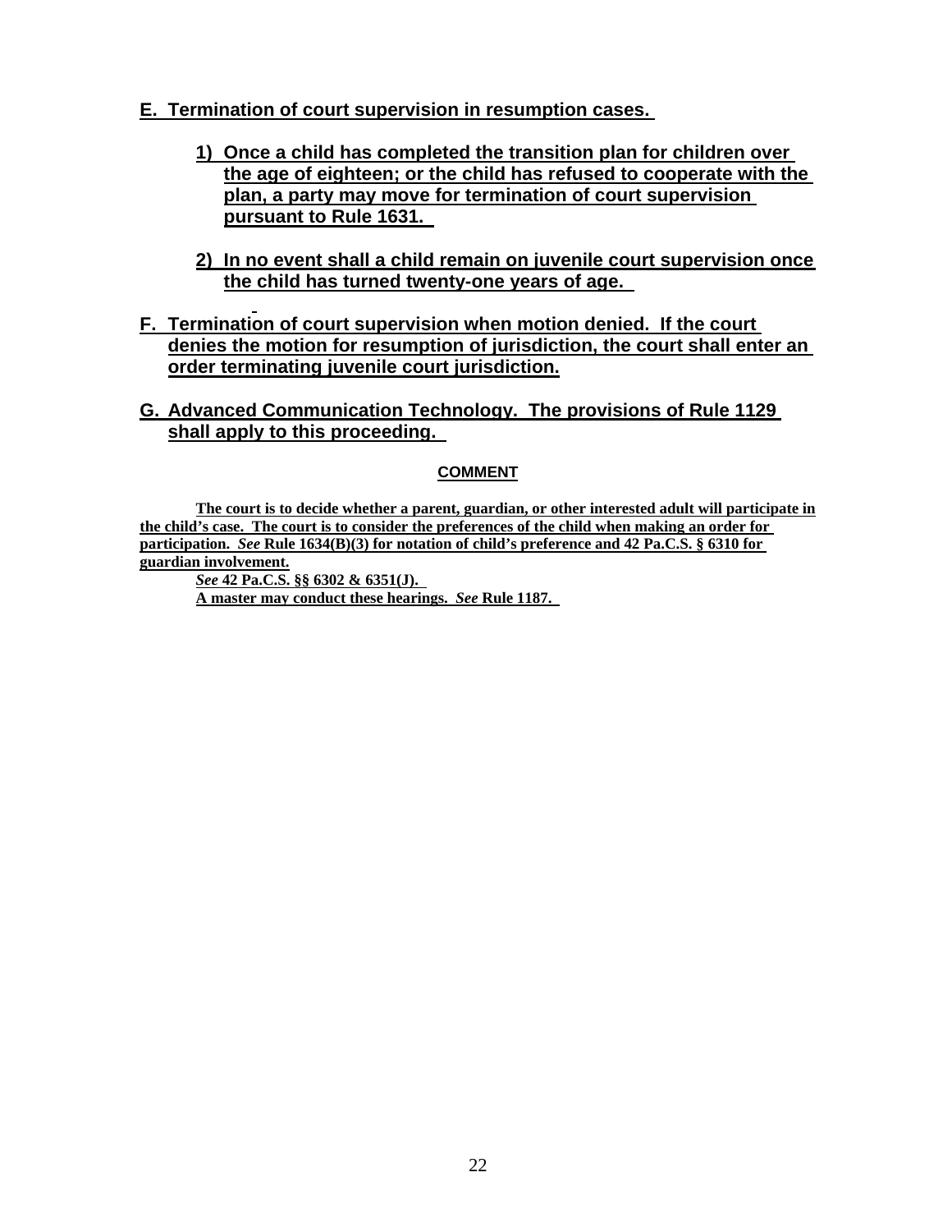**E. Termination of court supervision in resumption cases.**

1) **Once a child has completed the transition plan for children over the age of eighteen; or the child has refused to cooperate with the plan, a party may move for termination of court supervision pursuant to Rule 1631.**

2) **In no event shall a child remain on juvenile court supervision once the child has turned twenty-one years of age.**

**F. Termination of court supervision when motion denied. If the court denies the motion for resumption of jurisdiction, the court shall enter an order terminating juvenile court jurisdiction.**

**G. Advanced Communication Technology. The provisions of Rule 1129 shall apply to this proceeding.**

**COMMENT**

**The court is to decide whether a parent, guardian, or other interested adult will participate in the child's case. The court is to consider the preferences of the child when making an order for participation. *See* Rule 1634(B)(3) for notation of child's preference and 42 Pa.C.S. § 6310 for guardian involvement.**

***See* 42 Pa.C.S. §§ 6302 & 6351(J).**

**A master may conduct these hearings. *See* Rule 1187.**